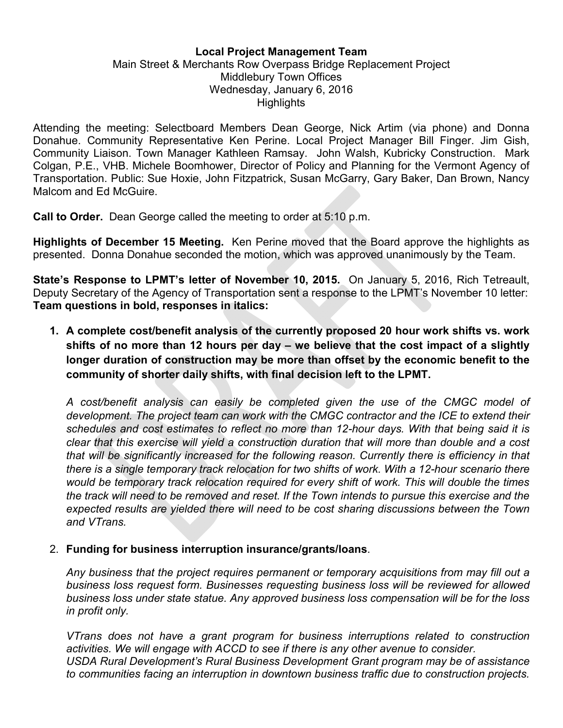**Local Project Management Team**
Main Street & Merchants Row Overpass Bridge Replacement Project
Middlebury Town Offices
Wednesday, January 6, 2016
Highlights

Attending the meeting: Selectboard Members Dean George, Nick Artim (via phone) and Donna Donahue. Community Representative Ken Perine. Local Project Manager Bill Finger. Jim Gish, Community Liaison. Town Manager Kathleen Ramsay. John Walsh, Kubricky Construction. Mark Colgan, P.E., VHB. Michele Boomhower, Director of Policy and Planning for the Vermont Agency of Transportation. Public: Sue Hoxie, John Fitzpatrick, Susan McGarry, Gary Baker, Dan Brown, Nancy Malcom and Ed McGuire.

**Call to Order.** Dean George called the meeting to order at 5:10 p.m.

**Highlights of December 15 Meeting.** Ken Perine moved that the Board approve the highlights as presented. Donna Donahue seconded the motion, which was approved unanimously by the Team.

**State's Response to LPMT's letter of November 10, 2015.** On January 5, 2016, Rich Tetreault, Deputy Secretary of the Agency of Transportation sent a response to the LPMT's November 10 letter: **Team questions in bold, responses in italics:**

1. **A complete cost/benefit analysis of the currently proposed 20 hour work shifts vs. work shifts of no more than 12 hours per day – we believe that the cost impact of a slightly longer duration of construction may be more than offset by the economic benefit to the community of shorter daily shifts, with final decision left to the LPMT.**

   *A cost/benefit analysis can easily be completed given the use of the CMGC model of development. The project team can work with the CMGC contractor and the ICE to extend their schedules and cost estimates to reflect no more than 12-hour days. With that being said it is clear that this exercise will yield a construction duration that will more than double and a cost that will be significantly increased for the following reason. Currently there is efficiency in that there is a single temporary track relocation for two shifts of work. With a 12-hour scenario there would be temporary track relocation required for every shift of work. This will double the times the track will need to be removed and reset. If the Town intends to pursue this exercise and the expected results are yielded there will need to be cost sharing discussions between the Town and VTrans.*

2. **Funding for business interruption insurance/grants/loans**.

   *Any business that the project requires permanent or temporary acquisitions from may fill out a business loss request form. Businesses requesting business loss will be reviewed for allowed business loss under state statue. Any approved business loss compensation will be for the loss in profit only.*

   *VTrans does not have a grant program for business interruptions related to construction activities. We will engage with ACCD to see if there is any other avenue to consider.*
   *USDA Rural Development's Rural Business Development Grant program may be of assistance to communities facing an interruption in downtown business traffic due to construction projects.*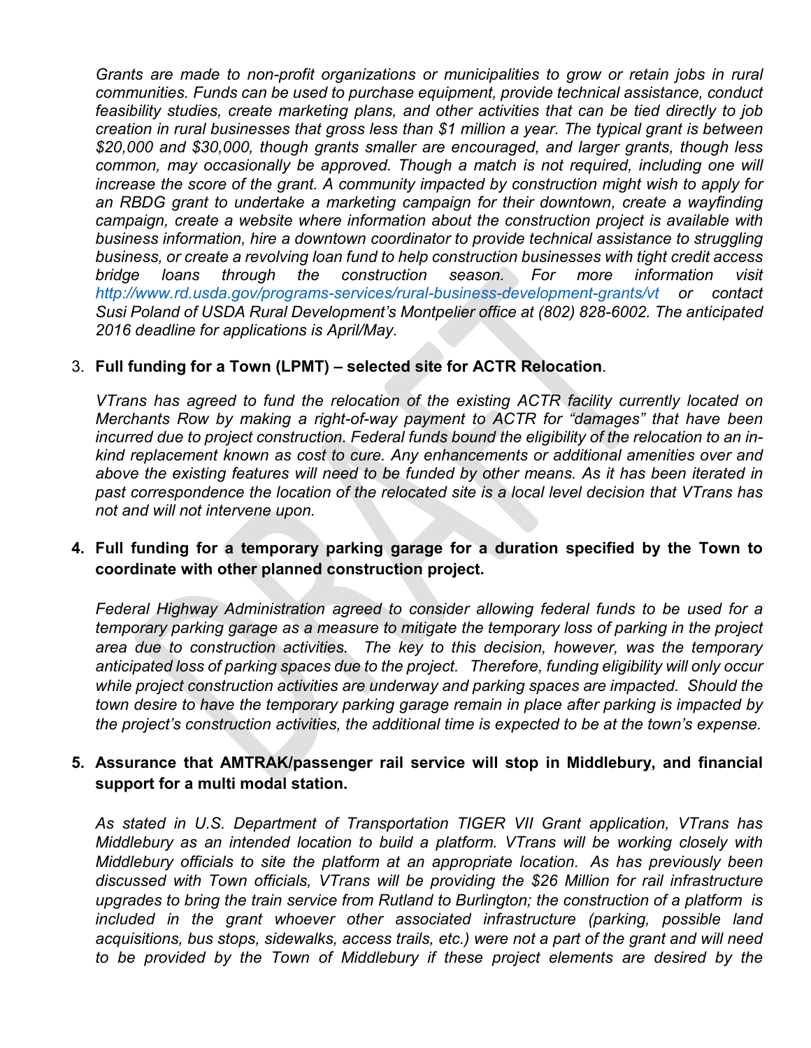*Grants are made to non-profit organizations or municipalities to grow or retain jobs in rural communities. Funds can be used to purchase equipment, provide technical assistance, conduct feasibility studies, create marketing plans, and other activities that can be tied directly to job creation in rural businesses that gross less than $1 million a year. The typical grant is between $20,000 and $30,000, though grants smaller are encouraged, and larger grants, though less common, may occasionally be approved. Though a match is not required, including one will increase the score of the grant. A community impacted by construction might wish to apply for an RBDG grant to undertake a marketing campaign for their downtown, create a wayfinding campaign, create a website where information about the construction project is available with business information, hire a downtown coordinator to provide technical assistance to struggling business, or create a revolving loan fund to help construction businesses with tight credit access bridge loans through the construction season. For more information visit http://www.rd.usda.gov/programs-services/rural-business-development-grants/vt or contact Susi Poland of USDA Rural Development's Montpelier office at (802) 828-6002. The anticipated 2016 deadline for applications is April/May.*

3. **Full funding for a Town (LPMT) – selected site for ACTR Relocation**.

   *VTrans has agreed to fund the relocation of the existing ACTR facility currently located on Merchants Row by making a right-of-way payment to ACTR for "damages" that have been incurred due to project construction. Federal funds bound the eligibility of the relocation to an in-kind replacement known as cost to cure. Any enhancements or additional amenities over and above the existing features will need to be funded by other means. As it has been iterated in past correspondence the location of the relocated site is a local level decision that VTrans has not and will not intervene upon.*

4. **Full funding for a temporary parking garage for a duration specified by the Town to coordinate with other planned construction project.**

   *Federal Highway Administration agreed to consider allowing federal funds to be used for a temporary parking garage as a measure to mitigate the temporary loss of parking in the project area due to construction activities. The key to this decision, however, was the temporary anticipated loss of parking spaces due to the project. Therefore, funding eligibility will only occur while project construction activities are underway and parking spaces are impacted. Should the town desire to have the temporary parking garage remain in place after parking is impacted by the project's construction activities, the additional time is expected to be at the town's expense.*

5. **Assurance that AMTRAK/passenger rail service will stop in Middlebury, and financial support for a multi modal station.**

   *As stated in U.S. Department of Transportation TIGER VII Grant application, VTrans has Middlebury as an intended location to build a platform. VTrans will be working closely with Middlebury officials to site the platform at an appropriate location. As has previously been discussed with Town officials, VTrans will be providing the $26 Million for rail infrastructure upgrades to bring the train service from Rutland to Burlington; the construction of a platform is included in the grant whoever other associated infrastructure (parking, possible land acquisitions, bus stops, sidewalks, access trails, etc.) were not a part of the grant and will need to be provided by the Town of Middlebury if these project elements are desired by the*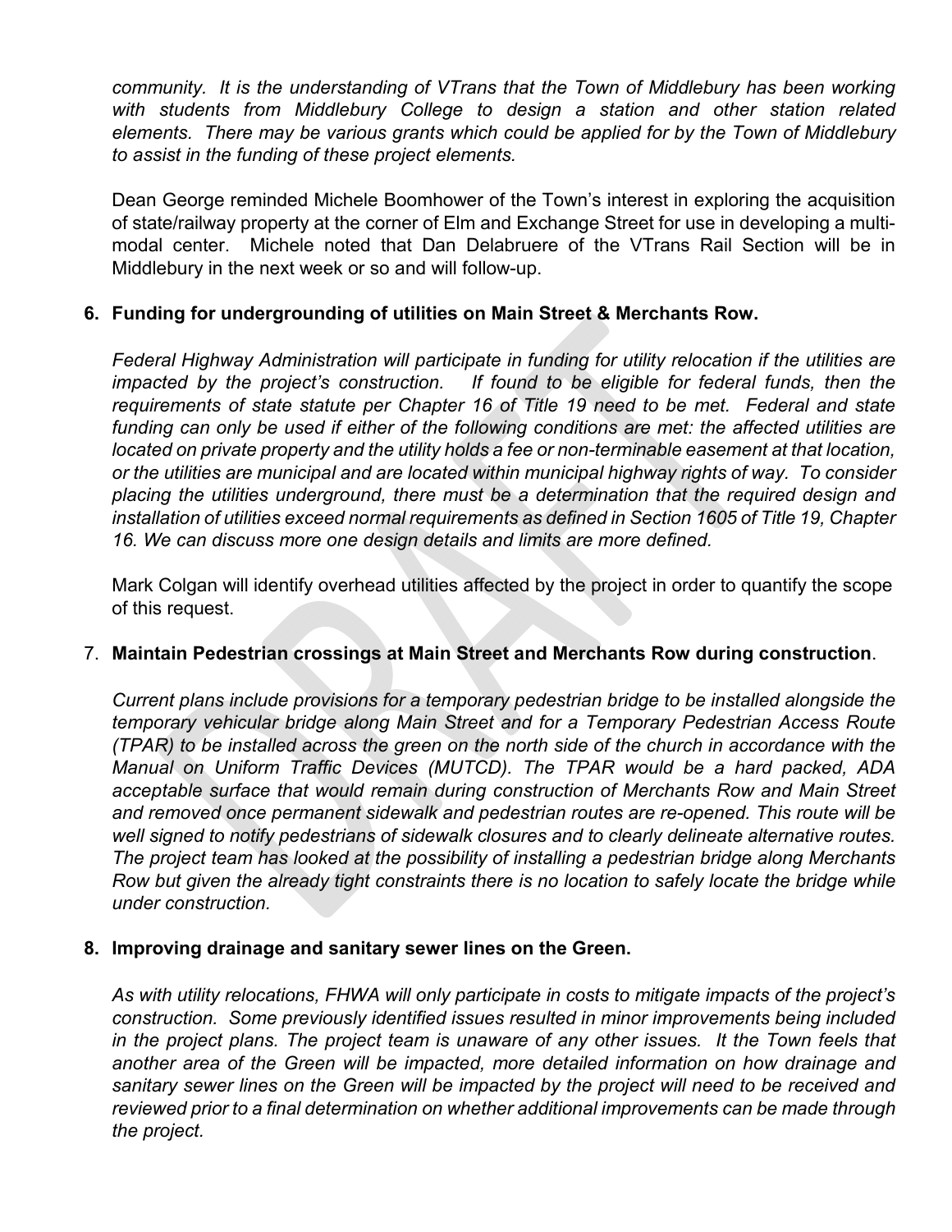*community. It is the understanding of VTrans that the Town of Middlebury has been working with students from Middlebury College to design a station and other station related elements. There may be various grants which could be applied for by the Town of Middlebury to assist in the funding of these project elements.*

Dean George reminded Michele Boomhower of the Town's interest in exploring the acquisition of state/railway property at the corner of Elm and Exchange Street for use in developing a multi-modal center. Michele noted that Dan Delabruere of the VTrans Rail Section will be in Middlebury in the next week or so and will follow-up.

6. **Funding for undergrounding of utilities on Main Street & Merchants Row.**

   *Federal Highway Administration will participate in funding for utility relocation if the utilities are impacted by the project's construction. If found to be eligible for federal funds, then the requirements of state statute per Chapter 16 of Title 19 need to be met. Federal and state funding can only be used if either of the following conditions are met: the affected utilities are located on private property and the utility holds a fee or non-terminable easement at that location, or the utilities are municipal and are located within municipal highway rights of way. To consider placing the utilities underground, there must be a determination that the required design and installation of utilities exceed normal requirements as defined in Section 1605 of Title 19, Chapter 16. We can discuss more one design details and limits are more defined.*

   Mark Colgan will identify overhead utilities affected by the project in order to quantify the scope of this request.

7. **Maintain Pedestrian crossings at Main Street and Merchants Row during construction**.

   *Current plans include provisions for a temporary pedestrian bridge to be installed alongside the temporary vehicular bridge along Main Street and for a Temporary Pedestrian Access Route (TPAR) to be installed across the green on the north side of the church in accordance with the Manual on Uniform Traffic Devices (MUTCD). The TPAR would be a hard packed, ADA acceptable surface that would remain during construction of Merchants Row and Main Street and removed once permanent sidewalk and pedestrian routes are re-opened. This route will be well signed to notify pedestrians of sidewalk closures and to clearly delineate alternative routes. The project team has looked at the possibility of installing a pedestrian bridge along Merchants Row but given the already tight constraints there is no location to safely locate the bridge while under construction.*

8. **Improving drainage and sanitary sewer lines on the Green.**

   *As with utility relocations, FHWA will only participate in costs to mitigate impacts of the project's construction. Some previously identified issues resulted in minor improvements being included in the project plans. The project team is unaware of any other issues. It the Town feels that another area of the Green will be impacted, more detailed information on how drainage and sanitary sewer lines on the Green will be impacted by the project will need to be received and reviewed prior to a final determination on whether additional improvements can be made through the project.*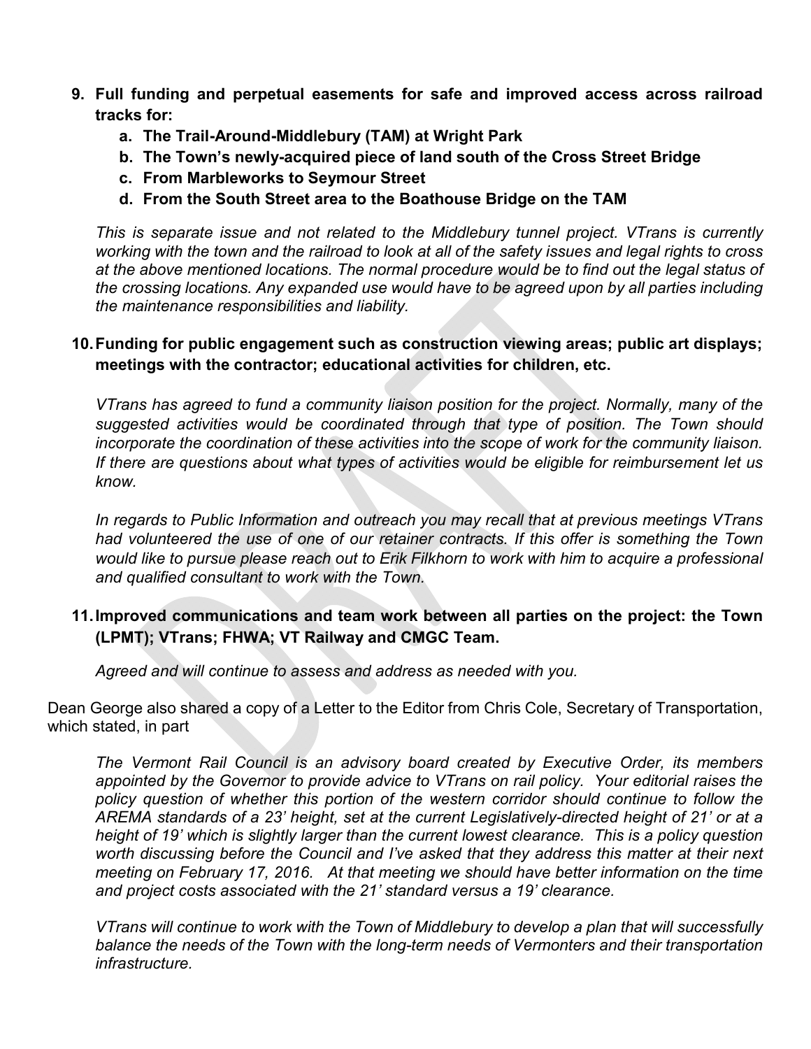9. **Full funding and perpetual easements for safe and improved access across railroad tracks for:**
    a. **The Trail-Around-Middlebury (TAM) at Wright Park**
    b. **The Town's newly-acquired piece of land south of the Cross Street Bridge**
    c. **From Marbleworks to Seymour Street**
    d. **From the South Street area to the Boathouse Bridge on the TAM**

    *This is separate issue and not related to the Middlebury tunnel project. VTrans is currently working with the town and the railroad to look at all of the safety issues and legal rights to cross at the above mentioned locations. The normal procedure would be to find out the legal status of the crossing locations. Any expanded use would have to be agreed upon by all parties including the maintenance responsibilities and liability.*

10. **Funding for public engagement such as construction viewing areas; public art displays; meetings with the contractor; educational activities for children, etc.**

    *VTrans has agreed to fund a community liaison position for the project. Normally, many of the suggested activities would be coordinated through that type of position. The Town should incorporate the coordination of these activities into the scope of work for the community liaison. If there are questions about what types of activities would be eligible for reimbursement let us know.*

    *In regards to Public Information and outreach you may recall that at previous meetings VTrans had volunteered the use of one of our retainer contracts. If this offer is something the Town would like to pursue please reach out to Erik Filkhorn to work with him to acquire a professional and qualified consultant to work with the Town.*

11. **Improved communications and team work between all parties on the project: the Town (LPMT); VTrans; FHWA; VT Railway and CMGC Team.**

    *Agreed and will continue to assess and address as needed with you.*

Dean George also shared a copy of a Letter to the Editor from Chris Cole, Secretary of Transportation, which stated, in part

> *The Vermont Rail Council is an advisory board created by Executive Order, its members appointed by the Governor to provide advice to VTrans on rail policy. Your editorial raises the policy question of whether this portion of the western corridor should continue to follow the AREMA standards of a 23' height, set at the current Legislatively-directed height of 21' or at a height of 19' which is slightly larger than the current lowest clearance. This is a policy question worth discussing before the Council and I've asked that they address this matter at their next meeting on February 17, 2016. At that meeting we should have better information on the time and project costs associated with the 21' standard versus a 19' clearance.*
>
> *VTrans will continue to work with the Town of Middlebury to develop a plan that will successfully balance the needs of the Town with the long-term needs of Vermonters and their transportation infrastructure.*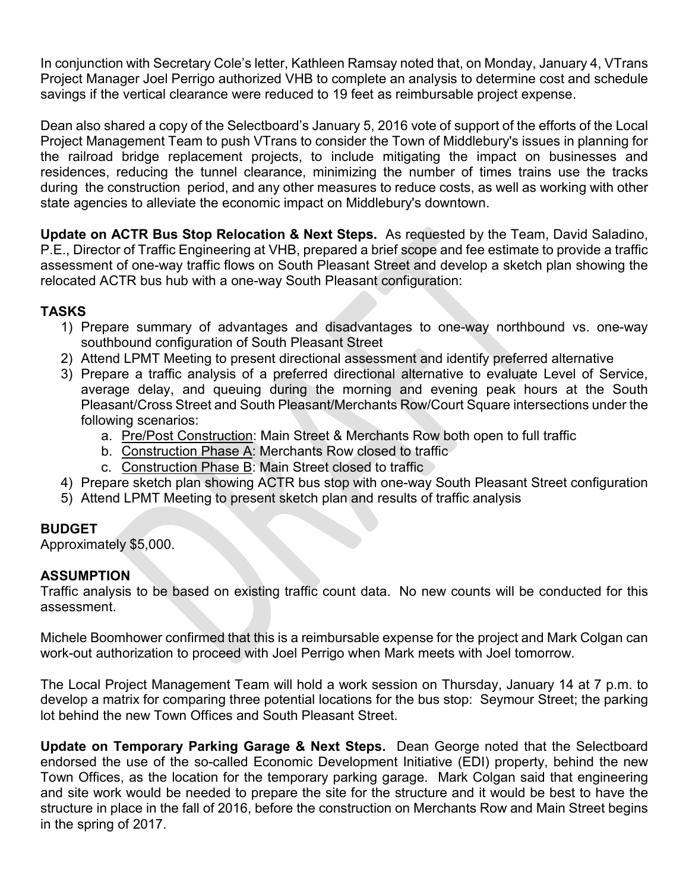In conjunction with Secretary Cole's letter, Kathleen Ramsay noted that, on Monday, January 4, VTrans Project Manager Joel Perrigo authorized VHB to complete an analysis to determine cost and schedule savings if the vertical clearance were reduced to 19 feet as reimbursable project expense.

Dean also shared a copy of the Selectboard's January 5, 2016 vote of support of the efforts of the Local Project Management Team to push VTrans to consider the Town of Middlebury's issues in planning for the railroad bridge replacement projects, to include mitigating the impact on businesses and residences, reducing the tunnel clearance, minimizing the number of times trains use the tracks during the construction period, and any other measures to reduce costs, as well as working with other state agencies to alleviate the economic impact on Middlebury's downtown.

**Update on ACTR Bus Stop Relocation & Next Steps.** As requested by the Team, David Saladino, P.E., Director of Traffic Engineering at VHB, prepared a brief scope and fee estimate to provide a traffic assessment of one-way traffic flows on South Pleasant Street and develop a sketch plan showing the relocated ACTR bus hub with a one-way South Pleasant configuration:

**TASKS**

1) Prepare summary of advantages and disadvantages to one-way northbound vs. one-way southbound configuration of South Pleasant Street
2) Attend LPMT Meeting to present directional assessment and identify preferred alternative
3) Prepare a traffic analysis of a preferred directional alternative to evaluate Level of Service, average delay, and queuing during the morning and evening peak hours at the South Pleasant/Cross Street and South Pleasant/Merchants Row/Court Square intersections under the following scenarios:
   a. Pre/Post Construction: Main Street & Merchants Row both open to full traffic
   b. Construction Phase A: Merchants Row closed to traffic
   c. Construction Phase B: Main Street closed to traffic
4) Prepare sketch plan showing ACTR bus stop with one-way South Pleasant Street configuration
5) Attend LPMT Meeting to present sketch plan and results of traffic analysis

**BUDGET**

Approximately $5,000.

**ASSUMPTION**

Traffic analysis to be based on existing traffic count data. No new counts will be conducted for this assessment.

Michele Boomhower confirmed that this is a reimbursable expense for the project and Mark Colgan can work-out authorization to proceed with Joel Perrigo when Mark meets with Joel tomorrow.

The Local Project Management Team will hold a work session on Thursday, January 14 at 7 p.m. to develop a matrix for comparing three potential locations for the bus stop: Seymour Street; the parking lot behind the new Town Offices and South Pleasant Street.

**Update on Temporary Parking Garage & Next Steps.** Dean George noted that the Selectboard endorsed the use of the so-called Economic Development Initiative (EDI) property, behind the new Town Offices, as the location for the temporary parking garage. Mark Colgan said that engineering and site work would be needed to prepare the site for the structure and it would be best to have the structure in place in the fall of 2016, before the construction on Merchants Row and Main Street begins in the spring of 2017.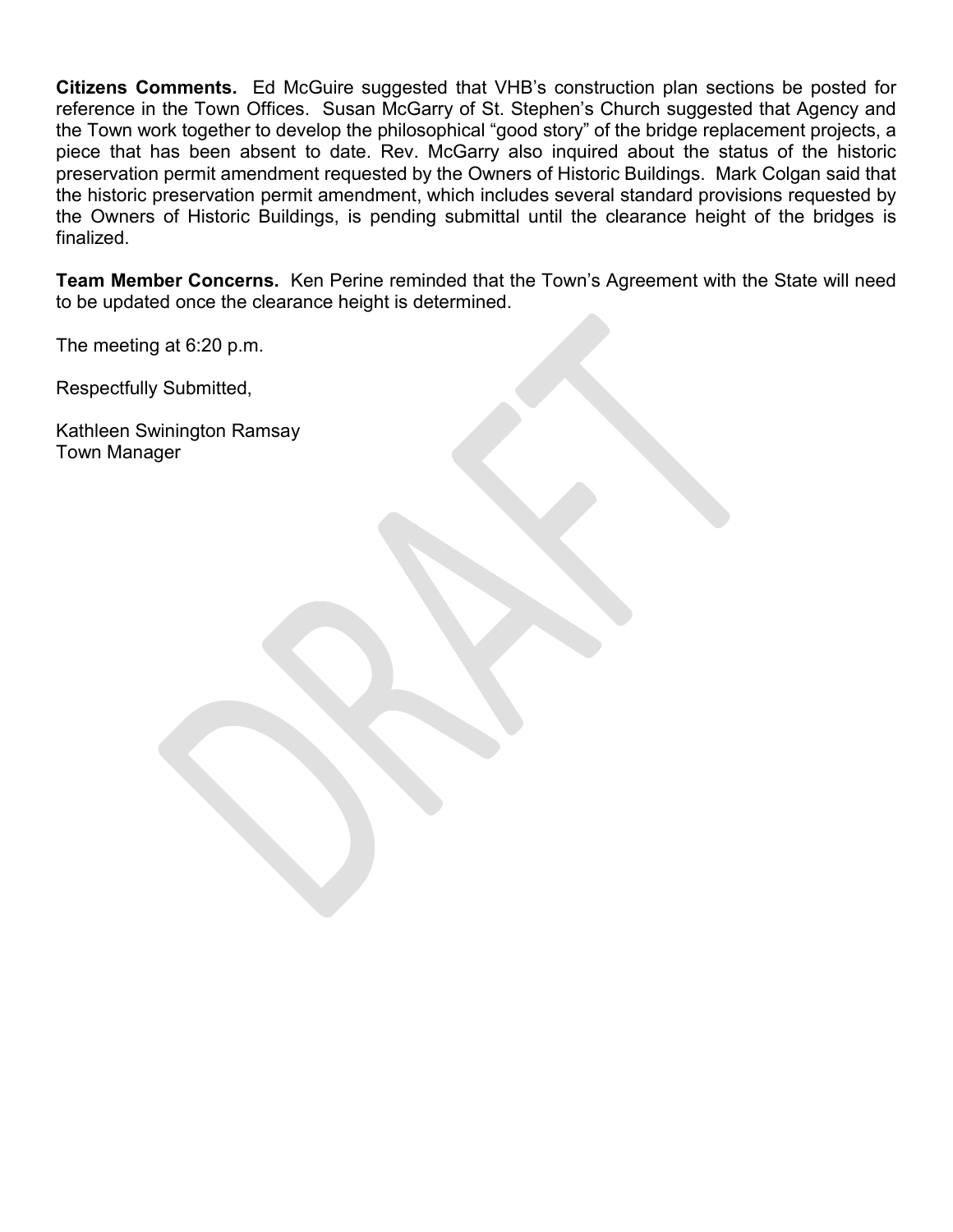**Citizens Comments.** Ed McGuire suggested that VHB's construction plan sections be posted for reference in the Town Offices. Susan McGarry of St. Stephen's Church suggested that Agency and the Town work together to develop the philosophical "good story" of the bridge replacement projects, a piece that has been absent to date. Rev. McGarry also inquired about the status of the historic preservation permit amendment requested by the Owners of Historic Buildings. Mark Colgan said that the historic preservation permit amendment, which includes several standard provisions requested by the Owners of Historic Buildings, is pending submittal until the clearance height of the bridges is finalized.

**Team Member Concerns.** Ken Perine reminded that the Town's Agreement with the State will need to be updated once the clearance height is determined.

The meeting at 6:20 p.m.

Respectfully Submitted,

Kathleen Swinington Ramsay
Town Manager